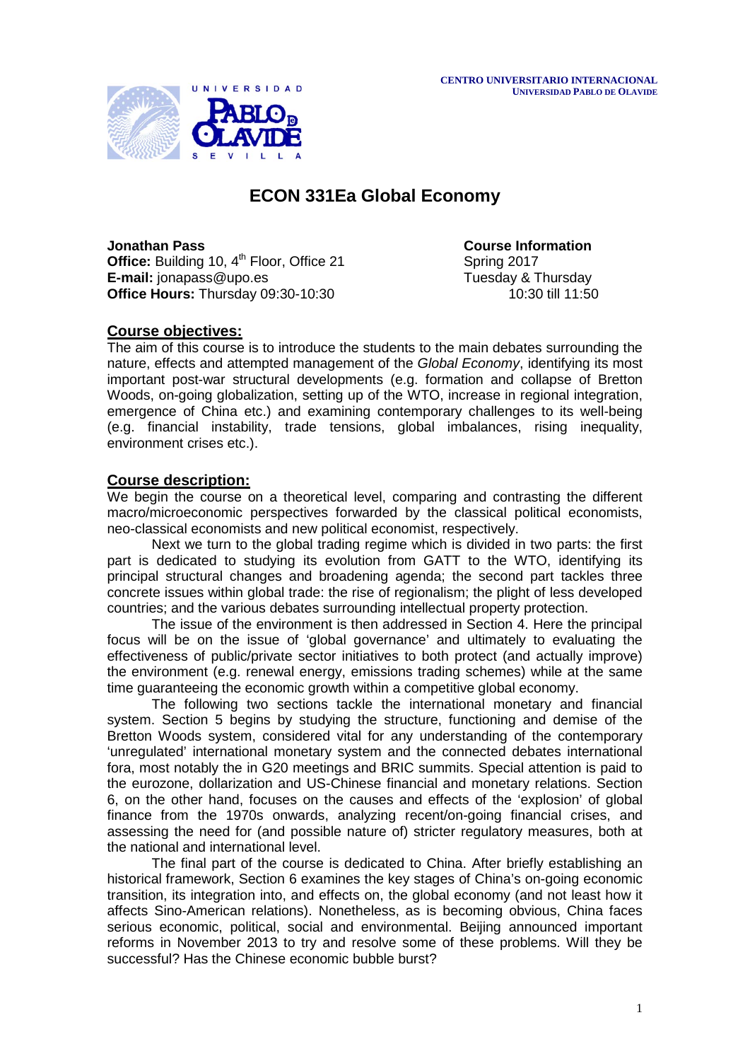**CENTRO UNIVERSITARIO INTERNACIONAL**
**UNIVERSIDAD PABLO DE OLAVIDE**

# ECON 331Ea Global Economy

**Jonathan Pass**
**Office:** Building 10, 4th Floor, Office 21
**E-mail:** jonapass@upo.es
**Office Hours:** Thursday 09:30-10:30

**Course Information**
Spring 2017
Tuesday & Thursday
10:30 till 11:50

## Course objectives:

The aim of this course is to introduce the students to the main debates surrounding the nature, effects and attempted management of the *Global Economy*, identifying its most important post-war structural developments (e.g. formation and collapse of Bretton Woods, on-going globalization, setting up of the WTO, increase in regional integration, emergence of China etc.) and examining contemporary challenges to its well-being (e.g. financial instability, trade tensions, global imbalances, rising inequality, environment crises etc.).

## Course description:

We begin the course on a theoretical level, comparing and contrasting the different macro/microeconomic perspectives forwarded by the classical political economists, neo-classical economists and new political economist, respectively.

Next we turn to the global trading regime which is divided in two parts: the first part is dedicated to studying its evolution from GATT to the WTO, identifying its principal structural changes and broadening agenda; the second part tackles three concrete issues within global trade: the rise of regionalism; the plight of less developed countries; and the various debates surrounding intellectual property protection.

The issue of the environment is then addressed in Section 4. Here the principal focus will be on the issue of 'global governance' and ultimately to evaluating the effectiveness of public/private sector initiatives to both protect (and actually improve) the environment (e.g. renewal energy, emissions trading schemes) while at the same time guaranteeing the economic growth within a competitive global economy.

The following two sections tackle the international monetary and financial system. Section 5 begins by studying the structure, functioning and demise of the Bretton Woods system, considered vital for any understanding of the contemporary 'unregulated' international monetary system and the connected debates international fora, most notably the in G20 meetings and BRIC summits. Special attention is paid to the eurozone, dollarization and US-Chinese financial and monetary relations. Section 6, on the other hand, focuses on the causes and effects of the 'explosion' of global finance from the 1970s onwards, analyzing recent/on-going financial crises, and assessing the need for (and possible nature of) stricter regulatory measures, both at the national and international level.

The final part of the course is dedicated to China. After briefly establishing an historical framework, Section 6 examines the key stages of China's on-going economic transition, its integration into, and effects on, the global economy (and not least how it affects Sino-American relations). Nonetheless, as is becoming obvious, China faces serious economic, political, social and environmental. Beijing announced important reforms in November 2013 to try and resolve some of these problems. Will they be successful? Has the Chinese economic bubble burst?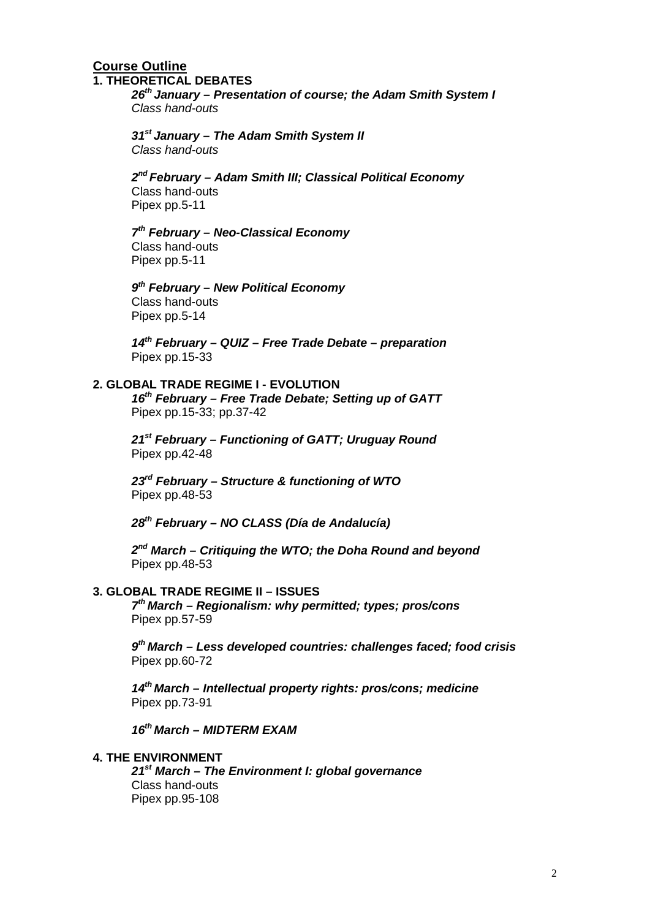## Course Outline

### 1. THEORETICAL DEBATES

***26th January – Presentation of course; the Adam Smith System I***
*Class hand-outs*

***31st January – The Adam Smith System II***
*Class hand-outs*

***2nd February – Adam Smith III; Classical Political Economy***
Class hand-outs
Pipex pp.5-11

***7th February – Neo-Classical Economy***
Class hand-outs
Pipex pp.5-11

***9th February – New Political Economy***
Class hand-outs
Pipex pp.5-14

***14th February – QUIZ – Free Trade Debate – preparation***
Pipex pp.15-33

### 2. GLOBAL TRADE REGIME I - EVOLUTION

***16th February – Free Trade Debate; Setting up of GATT***
Pipex pp.15-33; pp.37-42

***21st February – Functioning of GATT; Uruguay Round***
Pipex pp.42-48

***23rd February – Structure & functioning of WTO***
Pipex pp.48-53

***28th February – NO CLASS (Día de Andalucía)***

***2nd March – Critiquing the WTO; the Doha Round and beyond***
Pipex pp.48-53

### 3. GLOBAL TRADE REGIME II – ISSUES

***7th March – Regionalism: why permitted; types; pros/cons***
Pipex pp.57-59

***9th March – Less developed countries: challenges faced; food crisis***
Pipex pp.60-72

***14th March – Intellectual property rights: pros/cons; medicine***
Pipex pp.73-91

***16th March – MIDTERM EXAM***

### 4. THE ENVIRONMENT

***21st March – The Environment I: global governance***
Class hand-outs
Pipex pp.95-108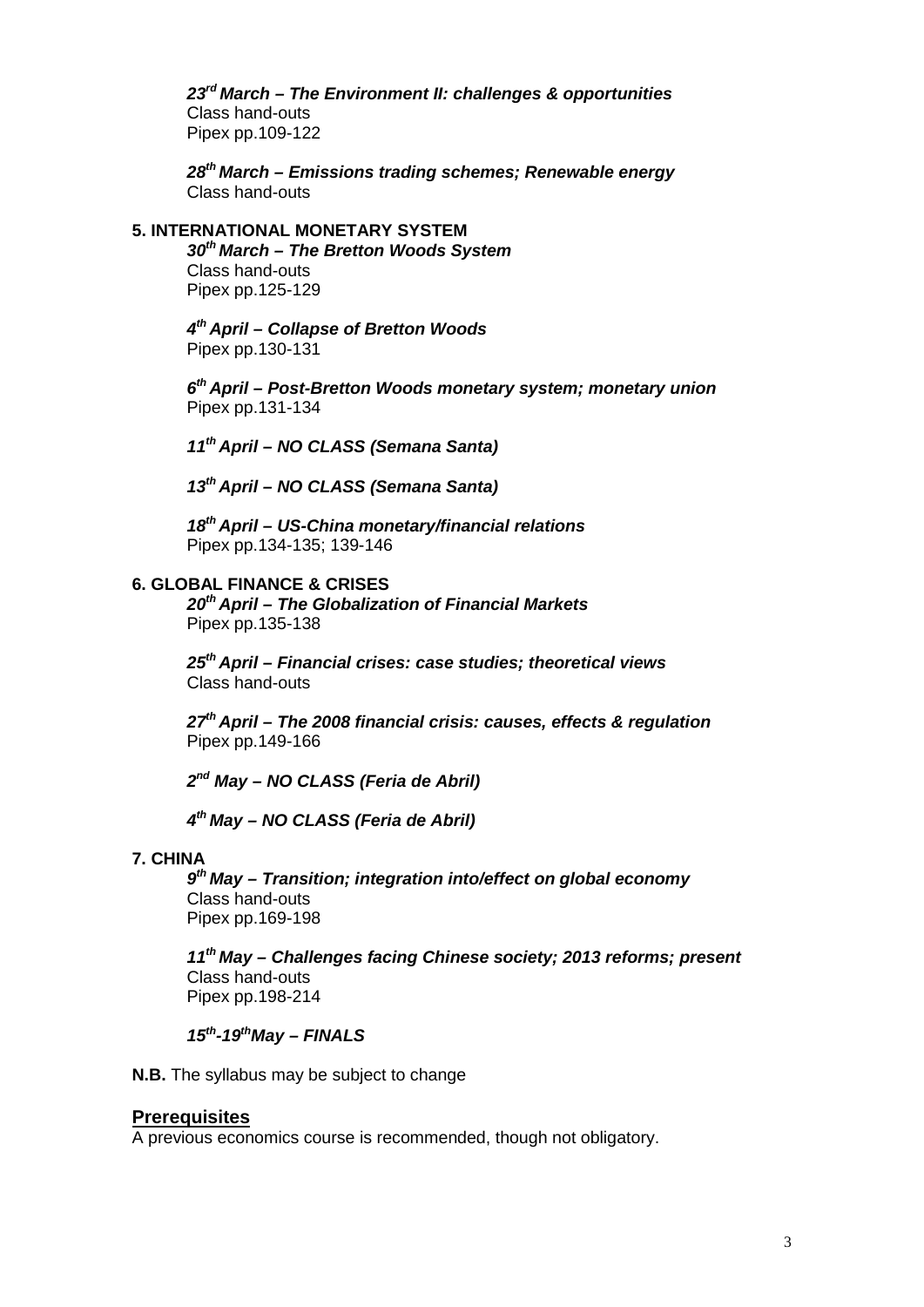***23rd March – The Environment II: challenges & opportunities***
Class hand-outs
Pipex pp.109-122

***28th March – Emissions trading schemes; Renewable energy***
Class hand-outs

**5. INTERNATIONAL MONETARY SYSTEM**

***30th March – The Bretton Woods System***
Class hand-outs
Pipex pp.125-129

***4th April – Collapse of Bretton Woods***
Pipex pp.130-131

***6th April – Post-Bretton Woods monetary system; monetary union***
Pipex pp.131-134

***11th April – NO CLASS (Semana Santa)***

***13th April – NO CLASS (Semana Santa)***

***18th April – US-China monetary/financial relations***
Pipex pp.134-135; 139-146

**6. GLOBAL FINANCE & CRISES**

***20th April – The Globalization of Financial Markets***
Pipex pp.135-138

***25th April – Financial crises: case studies; theoretical views***
Class hand-outs

***27th April – The 2008 financial crisis: causes, effects & regulation***
Pipex pp.149-166

***2nd May – NO CLASS (Feria de Abril)***

***4th May – NO CLASS (Feria de Abril)***

**7. CHINA**

***9th May – Transition; integration into/effect on global economy***
Class hand-outs
Pipex pp.169-198

***11th May – Challenges facing Chinese society; 2013 reforms; present***
Class hand-outs
Pipex pp.198-214

***15th-19th May – FINALS***

**N.B.** The syllabus may be subject to change

## Prerequisites

A previous economics course is recommended, though not obligatory.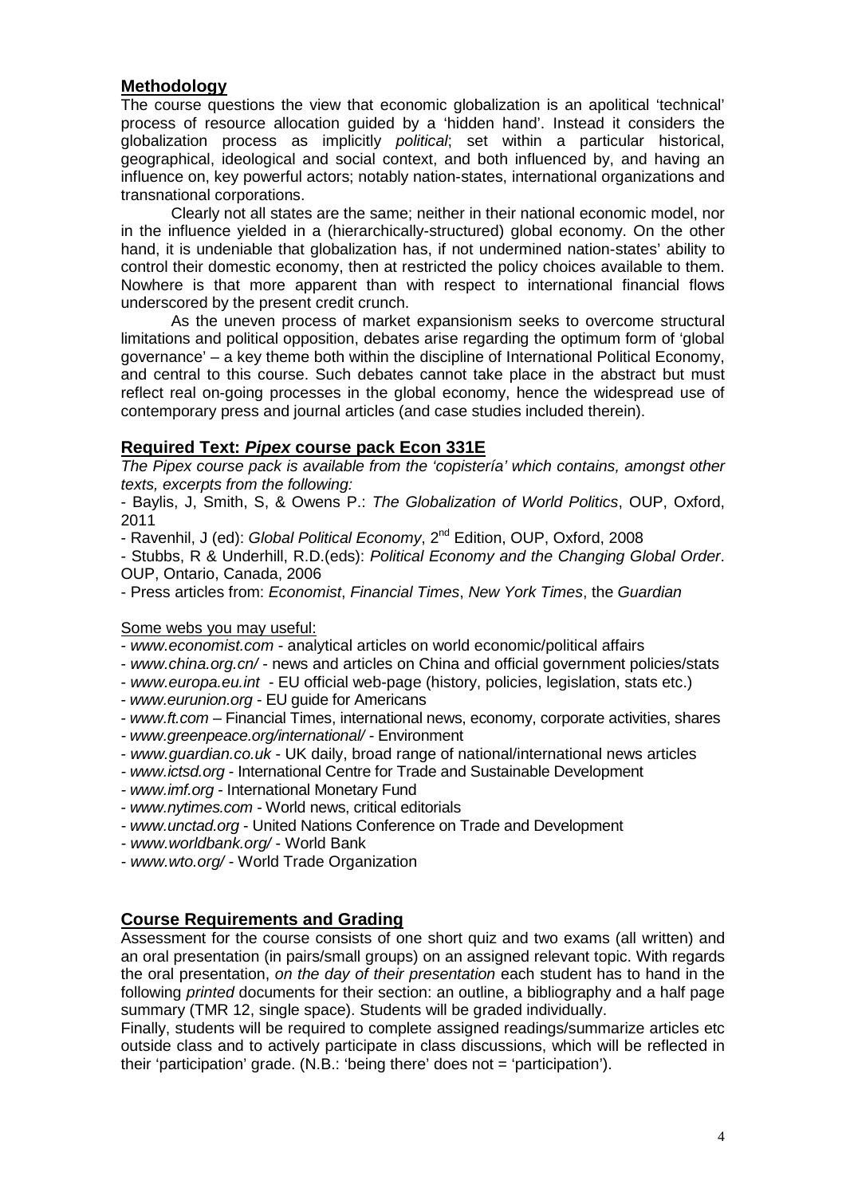## Methodology

The course questions the view that economic globalization is an apolitical 'technical' process of resource allocation guided by a 'hidden hand'. Instead it considers the globalization process as implicitly *political*; set within a particular historical, geographical, ideological and social context, and both influenced by, and having an influence on, key powerful actors; notably nation-states, international organizations and transnational corporations.

Clearly not all states are the same; neither in their national economic model, nor in the influence yielded in a (hierarchically-structured) global economy. On the other hand, it is undeniable that globalization has, if not undermined nation-states' ability to control their domestic economy, then at restricted the policy choices available to them. Nowhere is that more apparent than with respect to international financial flows underscored by the present credit crunch.

As the uneven process of market expansionism seeks to overcome structural limitations and political opposition, debates arise regarding the optimum form of 'global governance' – a key theme both within the discipline of International Political Economy, and central to this course. Such debates cannot take place in the abstract but must reflect real on-going processes in the global economy, hence the widespread use of contemporary press and journal articles (and case studies included therein).

## Required Text: *Pipex* course pack Econ 331E

*The Pipex course pack is available from the 'copistería' which contains, amongst other texts, excerpts from the following:*

- Baylis, J, Smith, S, & Owens P.: *The Globalization of World Politics*, OUP, Oxford, 2011
- Ravenhil, J (ed): *Global Political Economy*, 2nd Edition, OUP, Oxford, 2008
- Stubbs, R & Underhill, R.D.(eds): *Political Economy and the Changing Global Order*. OUP, Ontario, Canada, 2006
- Press articles from: *Economist*, *Financial Times*, *New York Times*, the *Guardian*

Some webs you may useful:

- *www.economist.com* - analytical articles on world economic/political affairs
- *www.china.org.cn/* - news and articles on China and official government policies/stats
- *www.europa.eu.int* - EU official web-page (history, policies, legislation, stats etc.)
- *www.eurunion.org* - EU guide for Americans
- *www.ft.com* – Financial Times, international news, economy, corporate activities, shares
- *www.greenpeace.org/international/* - Environment
- *www.guardian.co.uk* - UK daily, broad range of national/international news articles
- *www.ictsd.org* - International Centre for Trade and Sustainable Development
- *www.imf.org* - International Monetary Fund
- *www.nytimes.com* - World news, critical editorials
- *www.unctad.org* - United Nations Conference on Trade and Development
- *www.worldbank.org/* - World Bank
- *www.wto.org/* - World Trade Organization

## Course Requirements and Grading

Assessment for the course consists of one short quiz and two exams (all written) and an oral presentation (in pairs/small groups) on an assigned relevant topic. With regards the oral presentation, *on the day of their presentation* each student has to hand in the following *printed* documents for their section: an outline, a bibliography and a half page summary (TMR 12, single space). Students will be graded individually.

Finally, students will be required to complete assigned readings/summarize articles etc outside class and to actively participate in class discussions, which will be reflected in their 'participation' grade. (N.B.: 'being there' does not = 'participation').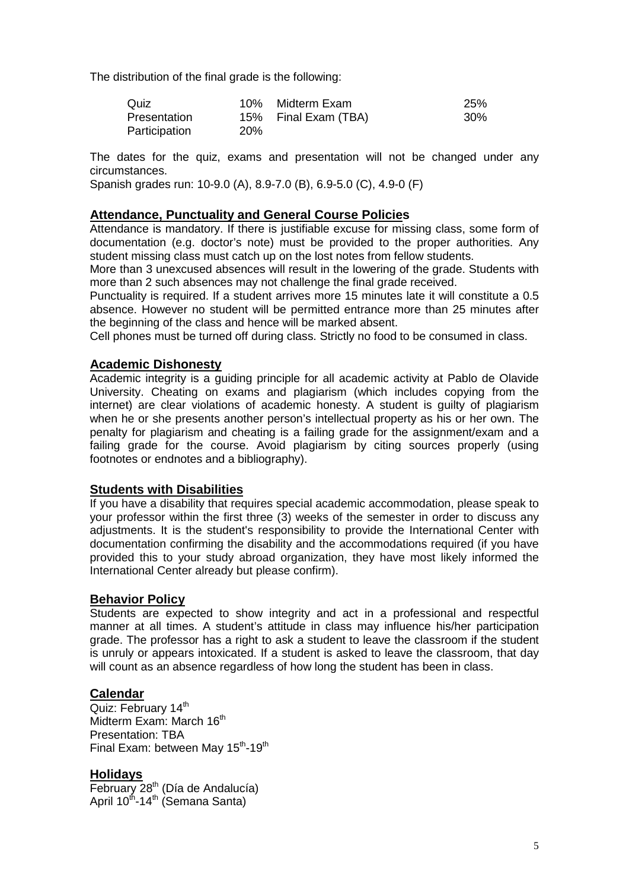The distribution of the final grade is the following:

| Quiz | 10% | Midterm Exam | 25% |
| --- | --- | --- | --- |
| Presentation | 15% | Final Exam (TBA) | 30% |
| Participation | 20% | | |

The dates for the quiz, exams and presentation will not be changed under any circumstances.

Spanish grades run: 10-9.0 (A), 8.9-7.0 (B), 6.9-5.0 (C), 4.9-0 (F)

## Attendance, Punctuality and General Course Policies

Attendance is mandatory. If there is justifiable excuse for missing class, some form of documentation (e.g. doctor's note) must be provided to the proper authorities. Any student missing class must catch up on the lost notes from fellow students.

More than 3 unexcused absences will result in the lowering of the grade. Students with more than 2 such absences may not challenge the final grade received.

Punctuality is required. If a student arrives more 15 minutes late it will constitute a 0.5 absence. However no student will be permitted entrance more than 25 minutes after the beginning of the class and hence will be marked absent.

Cell phones must be turned off during class. Strictly no food to be consumed in class.

## Academic Dishonesty

Academic integrity is a guiding principle for all academic activity at Pablo de Olavide University. Cheating on exams and plagiarism (which includes copying from the internet) are clear violations of academic honesty. A student is guilty of plagiarism when he or she presents another person's intellectual property as his or her own. The penalty for plagiarism and cheating is a failing grade for the assignment/exam and a failing grade for the course. Avoid plagiarism by citing sources properly (using footnotes or endnotes and a bibliography).

## Students with Disabilities

If you have a disability that requires special academic accommodation, please speak to your professor within the first three (3) weeks of the semester in order to discuss any adjustments. It is the student's responsibility to provide the International Center with documentation confirming the disability and the accommodations required (if you have provided this to your study abroad organization, they have most likely informed the International Center already but please confirm).

## Behavior Policy

Students are expected to show integrity and act in a professional and respectful manner at all times. A student's attitude in class may influence his/her participation grade. The professor has a right to ask a student to leave the classroom if the student is unruly or appears intoxicated. If a student is asked to leave the classroom, that day will count as an absence regardless of how long the student has been in class.

## Calendar

Quiz: February 14th
Midterm Exam: March 16th
Presentation: TBA
Final Exam: between May 15th-19th

## Holidays

February 28th (Día de Andalucía)
April 10th-14th (Semana Santa)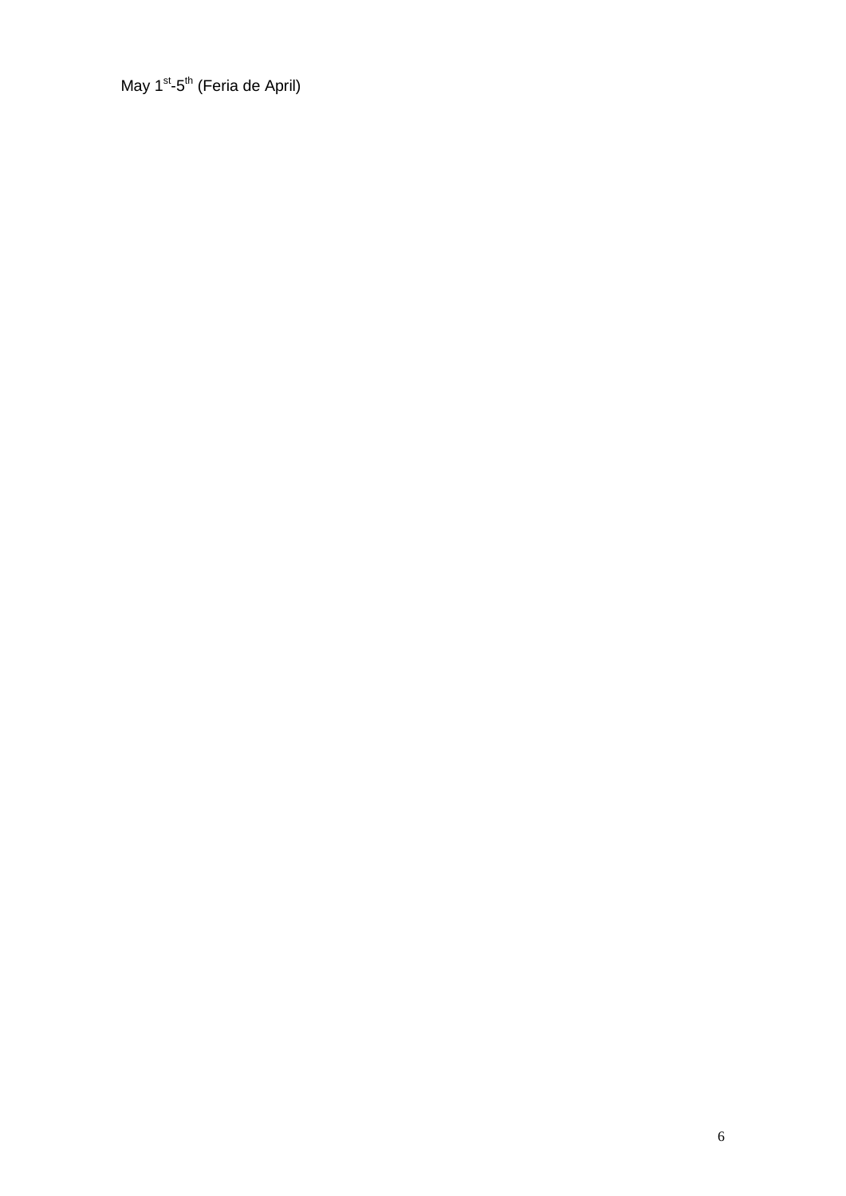May 1st-5th (Feria de April)